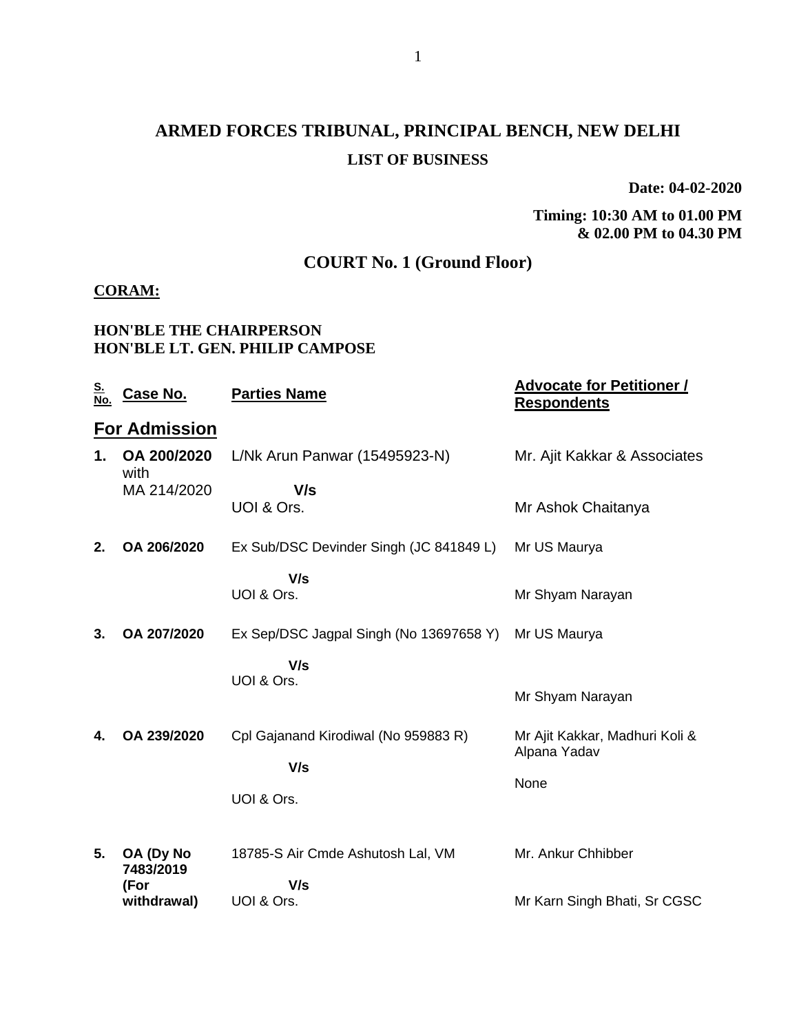# ARMED FORCES TRIBUNAL, PRINCIPAL BENCH, NEW DELHI

## LIST OF BUSINESS

**Date: 04-02-2020**

**Timing: 10:30 AM to 01.00 PM & 02.00 PM to 04.30 PM**

## COURT No. 1 (Ground Floor)

**CORAM:**

**HON'BLE THE CHAIRPERSON**
**HON'BLE LT. GEN. PHILIP CAMPOSE**

| S. No. | Case No. | Parties Name | Advocate for Petitioner / Respondents |
|---|---|---|---|
| **For Admission** | | | |
| **1.** | **OA 200/2020** with MA 214/2020 | L/Nk Arun Panwar (15495923-N)<br>**V/s**<br>UOI & Ors. | Mr. Ajit Kakkar & Associates<br><br>Mr Ashok Chaitanya |
| **2.** | **OA 206/2020** | Ex Sub/DSC Devinder Singh (JC 841849 L)<br>**V/s**<br>UOI & Ors. | Mr US Maurya<br><br>Mr Shyam Narayan |
| **3.** | **OA 207/2020** | Ex Sep/DSC Jagpal Singh (No 13697658 Y)<br>**V/s**<br>UOI & Ors. | Mr US Maurya<br><br>Mr Shyam Narayan |
| **4.** | **OA 239/2020** | Cpl Gajanand Kirodiwal (No 959883 R)<br>**V/s**<br>UOI & Ors. | Mr Ajit Kakkar, Madhuri Koli & Alpana Yadav<br><br>None |
| **5.** | **OA (Dy No 7483/2019 (For withdrawal)** | 18785-S Air Cmde Ashutosh Lal, VM<br>**V/s**<br>UOI & Ors. | Mr. Ankur Chhibber<br><br>Mr Karn Singh Bhati, Sr CGSC |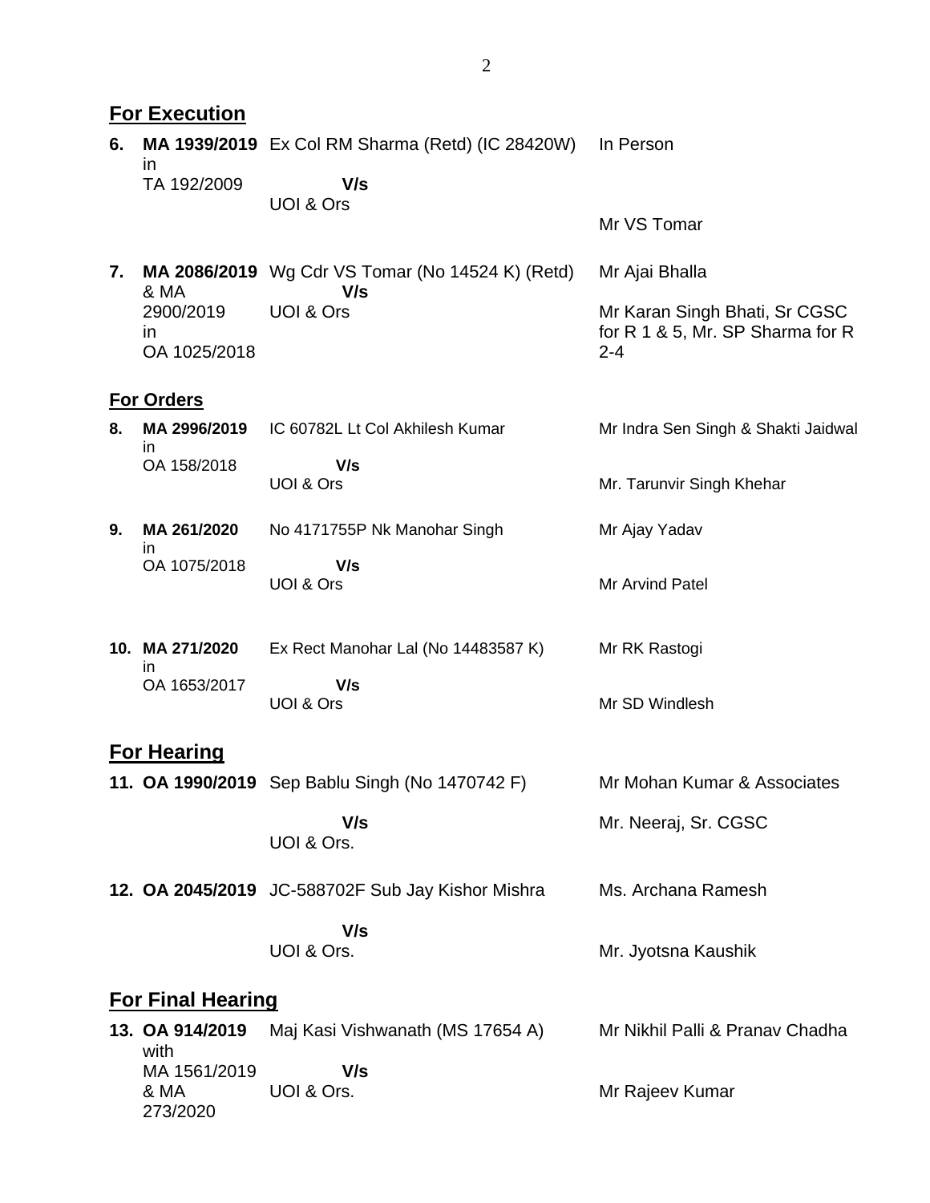## For Execution

| | | | |
|---|---|---|---|
| 6. | **MA 1939/2019** in TA 192/2009 | Ex Col RM Sharma (Retd) (IC 28420W) **V/s** UOI & Ors | In Person<br><br>Mr VS Tomar |
| 7. | **MA 2086/2019** & MA 2900/2019 in OA 1025/2018 | Wg Cdr VS Tomar (No 14524 K) (Retd) **V/s** UOI & Ors | Mr Ajai Bhalla<br><br>Mr Karan Singh Bhati, Sr CGSC for R 1 & 5, Mr. SP Sharma for R 2-4 |

## For Orders

| | | | |
|---|---|---|---|
| 8. | **MA 2996/2019** in OA 158/2018 | IC 60782L Lt Col Akhilesh Kumar **V/s** UOI & Ors | Mr Indra Sen Singh & Shakti Jaidwal<br><br>Mr. Tarunvir Singh Khehar |
| 9. | **MA 261/2020** in OA 1075/2018 | No 4171755P Nk Manohar Singh **V/s** UOI & Ors | Mr Ajay Yadav<br><br>Mr Arvind Patel |
| 10. | **MA 271/2020** in OA 1653/2017 | Ex Rect Manohar Lal (No 14483587 K) **V/s** UOI & Ors | Mr RK Rastogi<br><br>Mr SD Windlesh |

## For Hearing

| | | | |
|---|---|---|---|
| 11. | **OA 1990/2019** | Sep Bablu Singh (No 1470742 F) **V/s** UOI & Ors. | Mr Mohan Kumar & Associates<br><br>Mr. Neeraj, Sr. CGSC |
| 12. | **OA 2045/2019** | JC-588702F Sub Jay Kishor Mishra **V/s** UOI & Ors. | Ms. Archana Ramesh<br><br>Mr. Jyotsna Kaushik |

## For Final Hearing

| | | | |
|---|---|---|---|
| 13. | **OA 914/2019** with MA 1561/2019 & MA 273/2020 | Maj Kasi Vishwanath (MS 17654 A) **V/s** UOI & Ors. | Mr Nikhil Palli & Pranav Chadha<br><br>Mr Rajeev Kumar |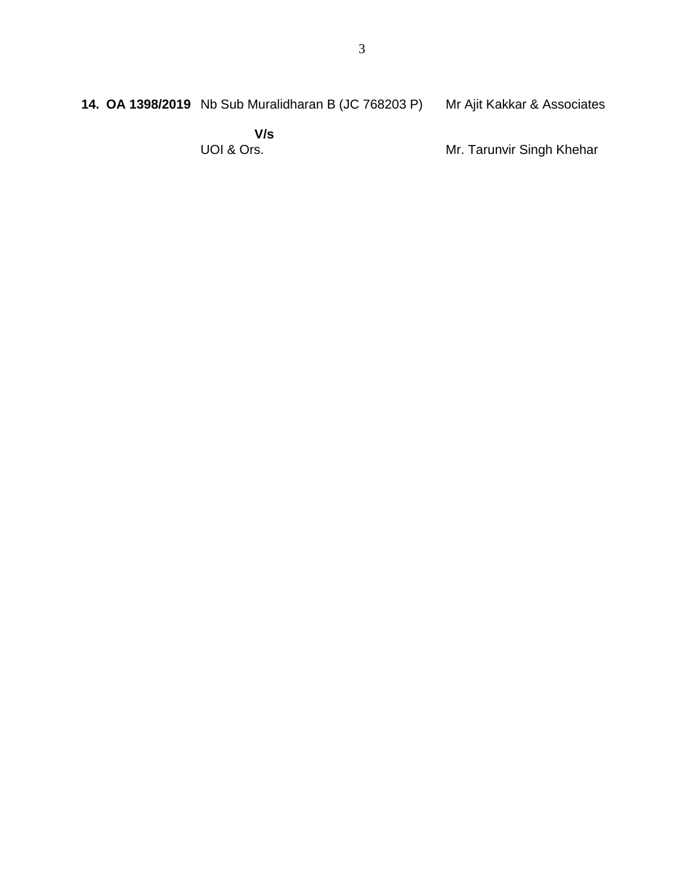**14. OA 1398/2019** Nb Sub Muralidharan B (JC 768203 P) Mr Ajit Kakkar & Associates

**V/s**

UOI & Ors. Mr. Tarunvir Singh Khehar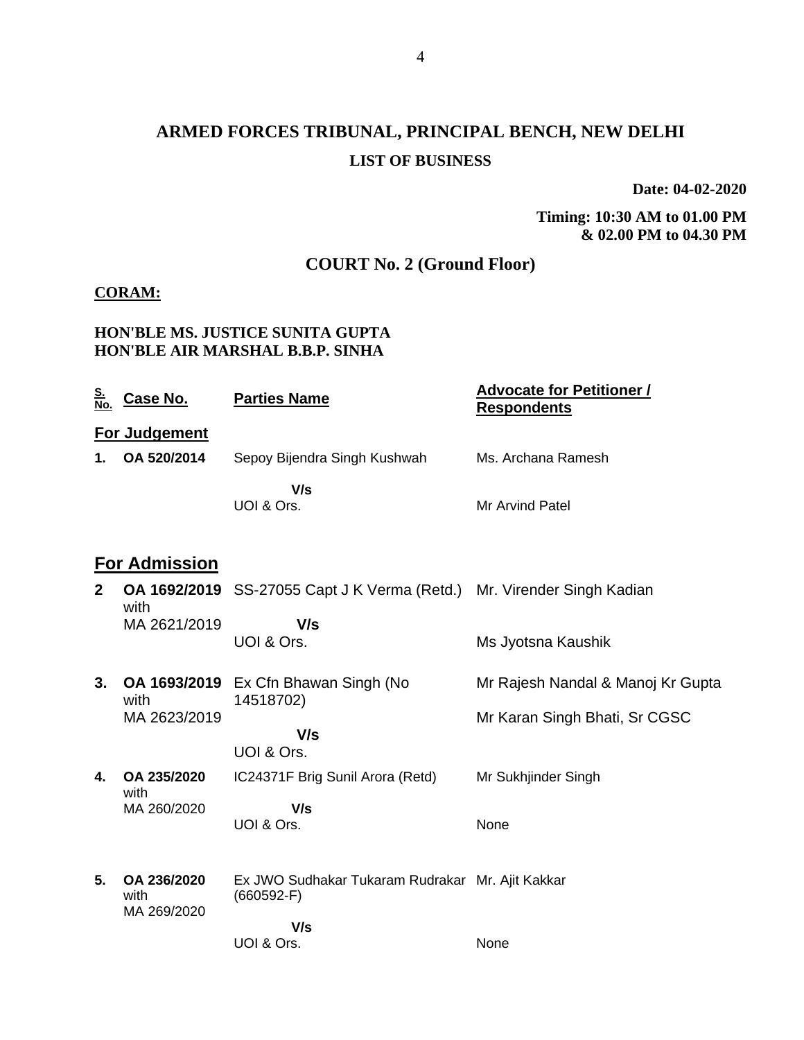# ARMED FORCES TRIBUNAL, PRINCIPAL BENCH, NEW DELHI

## LIST OF BUSINESS

**Date: 04-02-2020**

**Timing: 10:30 AM to 01.00 PM & 02.00 PM to 04.30 PM**

## COURT No. 2 (Ground Floor)

**CORAM:**

**HON'BLE MS. JUSTICE SUNITA GUPTA**
**HON'BLE AIR MARSHAL B.B.P. SINHA**

| S. No. | Case No. | Parties Name | Advocate for Petitioner / Respondents |
|---|---|---|---|
| **For Judgement** | | | |
| **1.** | **OA 520/2014** | Sepoy Bijendra Singh Kushwah<br>**V/s**<br>UOI & Ors. | Ms. Archana Ramesh<br><br>Mr Arvind Patel |
| **For Admission** | | | |
| **2** | **OA 1692/2019** with MA 2621/2019 | SS-27055 Capt J K Verma (Retd.)<br>**V/s**<br>UOI & Ors. | Mr. Virender Singh Kadian<br><br>Ms Jyotsna Kaushik |
| **3.** | **OA 1693/2019** with MA 2623/2019 | Ex Cfn Bhawan Singh (No 14518702)<br>**V/s**<br>UOI & Ors. | Mr Rajesh Nandal & Manoj Kr Gupta<br><br>Mr Karan Singh Bhati, Sr CGSC |
| **4.** | **OA 235/2020** with MA 260/2020 | IC24371F Brig Sunil Arora (Retd)<br>**V/s**<br>UOI & Ors. | Mr Sukhjinder Singh<br><br>None |
| **5.** | **OA 236/2020** with MA 269/2020 | Ex JWO Sudhakar Tukaram Rudrakar (660592-F)<br>**V/s**<br>UOI & Ors. | Mr. Ajit Kakkar<br><br>None |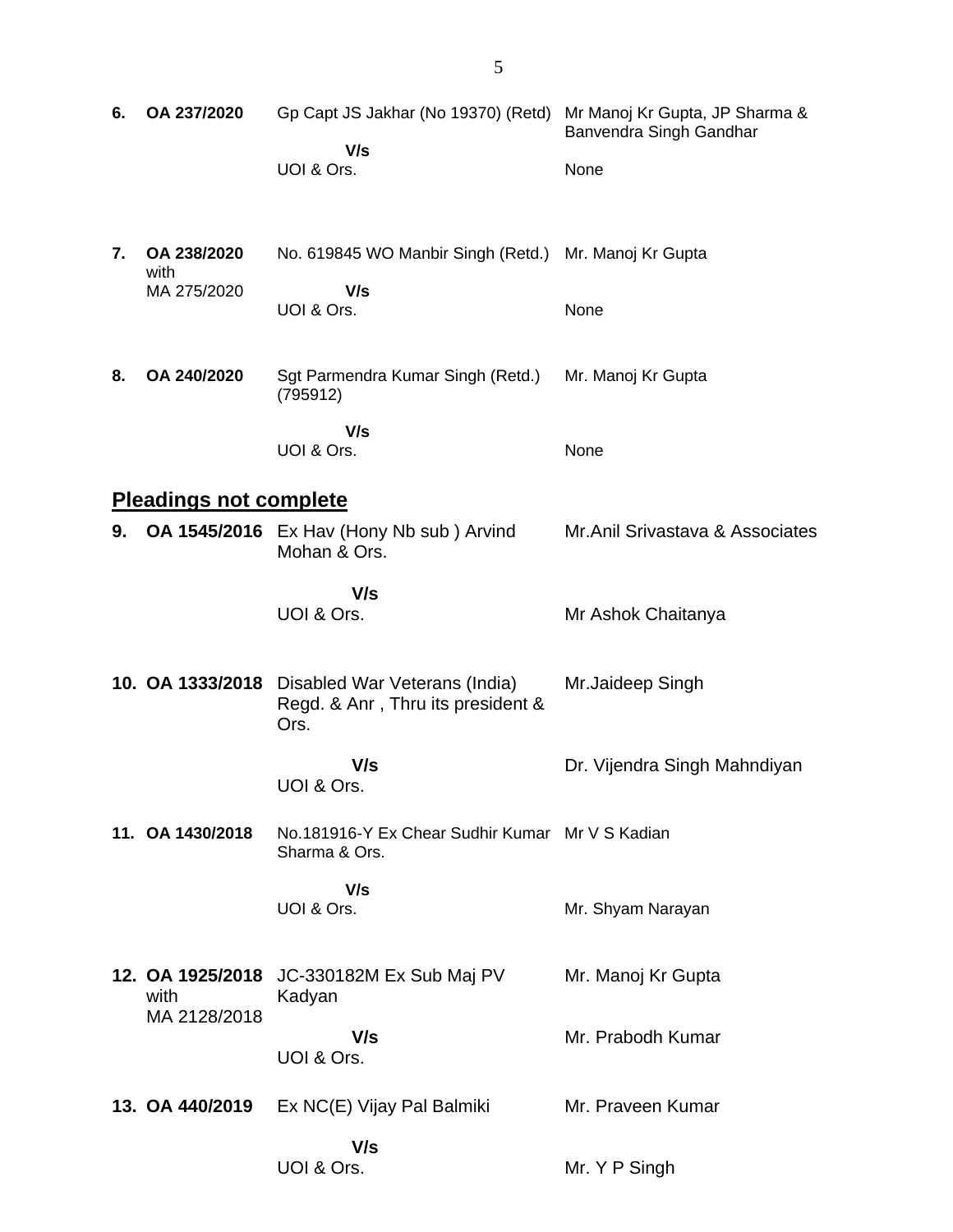| | | | |
|---|---|---|---|
| **6.** | **OA 237/2020** | Gp Capt JS Jakhar (No 19370) (Retd)<br>**V/s**<br>UOI & Ors. | Mr Manoj Kr Gupta, JP Sharma & Banvendra Singh Gandhar<br><br>None |
| **7.** | **OA 238/2020** with MA 275/2020 | No. 619845 WO Manbir Singh (Retd.)<br>**V/s**<br>UOI & Ors. | Mr. Manoj Kr Gupta<br><br>None |
| **8.** | **OA 240/2020** | Sgt Parmendra Kumar Singh (Retd.) (795912)<br>**V/s**<br>UOI & Ors. | Mr. Manoj Kr Gupta<br><br>None |

## Pleadings not complete

| | | | |
|---|---|---|---|
| **9.** | **OA 1545/2016** | Ex Hav (Hony Nb sub ) Arvind Mohan & Ors.<br>**V/s**<br>UOI & Ors. | Mr.Anil Srivastava & Associates<br><br>Mr Ashok Chaitanya |
| **10.** | **OA 1333/2018** | Disabled War Veterans (India) Regd. & Anr , Thru its president & Ors.<br>**V/s**<br>UOI & Ors. | Mr.Jaideep Singh<br><br>Dr. Vijendra Singh Mahndiyan |
| **11.** | **OA 1430/2018** | No.181916-Y Ex Chear Sudhir Kumar Sharma & Ors.<br>**V/s**<br>UOI & Ors. | Mr V S Kadian<br><br>Mr. Shyam Narayan |
| **12.** | **OA 1925/2018** with MA 2128/2018 | JC-330182M Ex Sub Maj PV Kadyan<br>**V/s**<br>UOI & Ors. | Mr. Manoj Kr Gupta<br><br>Mr. Prabodh Kumar |
| **13.** | **OA 440/2019** | Ex NC(E) Vijay Pal Balmiki<br>**V/s**<br>UOI & Ors. | Mr. Praveen Kumar<br><br>Mr. Y P Singh |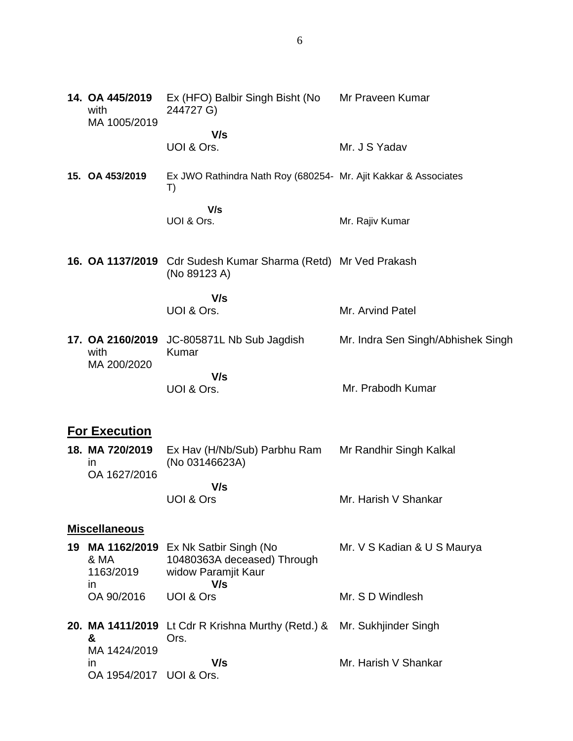| | | |
|---|---|---|
| **14. OA 445/2019** with MA 1005/2019 | Ex (HFO) Balbir Singh Bisht (No 244727 G) | Mr Praveen Kumar |
| | **V/s** | |
| | UOI & Ors. | Mr. J S Yadav |
| **15. OA 453/2019** | Ex JWO Rathindra Nath Roy (680254-T) | Mr. Ajit Kakkar & Associates |
| | **V/s** | |
| | UOI & Ors. | Mr. Rajiv Kumar |
| **16. OA 1137/2019** | Cdr Sudesh Kumar Sharma (Retd) (No 89123 A) | Mr Ved Prakash |
| | **V/s** | |
| | UOI & Ors. | Mr. Arvind Patel |
| **17. OA 2160/2019** with MA 200/2020 | JC-805871L Nb Sub Jagdish Kumar | Mr. Indra Sen Singh/Abhishek Singh |
| | **V/s** | |
| | UOI & Ors. | Mr. Prabodh Kumar |

## <u>For Execution</u>

| | | |
|---|---|---|
| **18. MA 720/2019** in OA 1627/2016 | Ex Hav (H/Nb/Sub) Parbhu Ram (No 03146623A) | Mr Randhir Singh Kalkal |
| | **V/s** | |
| | UOI & Ors | Mr. Harish V Shankar |

### <u>Miscellaneous</u>

| | | |
|---|---|---|
| **19 MA 1162/2019** & MA 1163/2019 in OA 90/2016 | Ex Nk Satbir Singh (No 10480363A deceased) Through widow Paramjit Kaur | Mr. V S Kadian & U S Maurya |
| | **V/s** | |
| | UOI & Ors | Mr. S D Windlesh |
| **20. MA 1411/2019 &** MA 1424/2019 in OA 1954/2017 | Lt Cdr R Krishna Murthy (Retd.) & Ors. | Mr. Sukhjinder Singh |
| | **V/s** | |
| | UOI & Ors. | Mr. Harish V Shankar |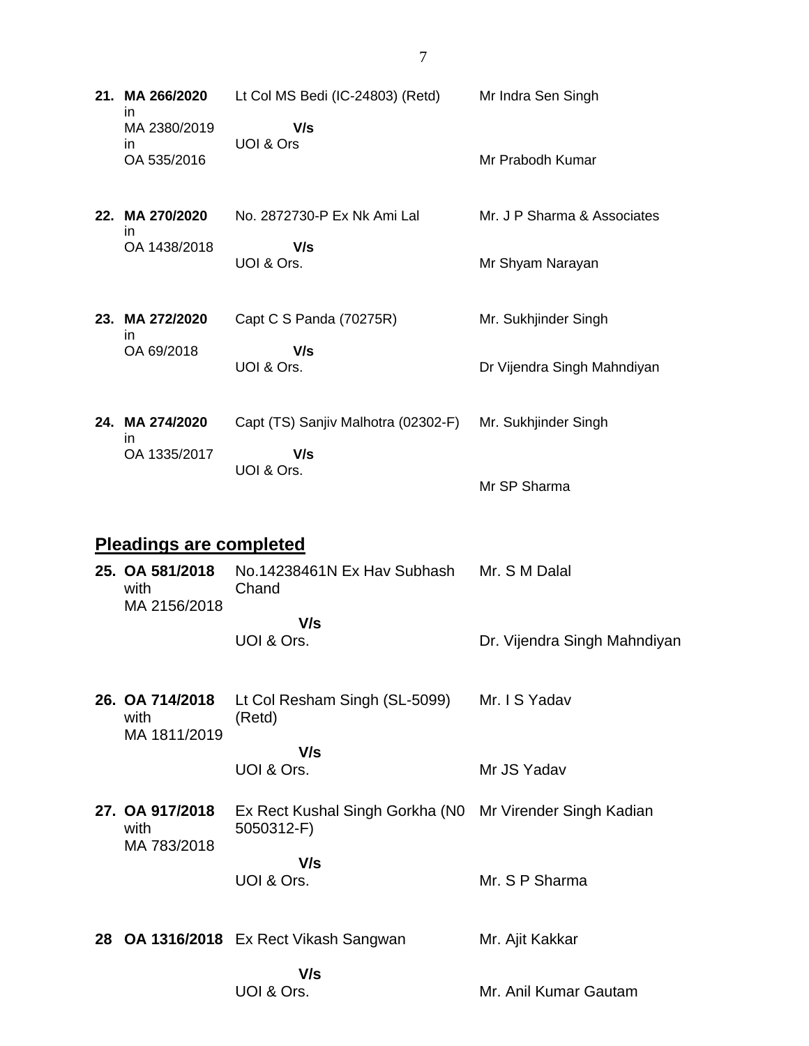| | | | |
|---|---|---|---|
| **21.** | **MA 266/2020** in MA 2380/2019 in OA 535/2016 | Lt Col MS Bedi (IC-24803) (Retd) **V/s** UOI & Ors | Mr Indra Sen Singh<br><br>Mr Prabodh Kumar |
| **22.** | **MA 270/2020** in OA 1438/2018 | No. 2872730-P Ex Nk Ami Lal **V/s** UOI & Ors. | Mr. J P Sharma & Associates<br><br>Mr Shyam Narayan |
| **23.** | **MA 272/2020** in OA 69/2018 | Capt C S Panda (70275R) **V/s** UOI & Ors. | Mr. Sukhjinder Singh<br><br>Dr Vijendra Singh Mahndiyan |
| **24.** | **MA 274/2020** in OA 1335/2017 | Capt (TS) Sanjiv Malhotra (02302-F) **V/s** UOI & Ors. | Mr. Sukhjinder Singh<br><br>Mr SP Sharma |

## Pleadings are completed

| | | | |
|---|---|---|---|
| **25.** | **OA 581/2018** with MA 2156/2018 | No.14238461N Ex Hav Subhash Chand **V/s** UOI & Ors. | Mr. S M Dalal<br><br>Dr. Vijendra Singh Mahndiyan |
| **26.** | **OA 714/2018** with MA 1811/2019 | Lt Col Resham Singh (SL-5099) (Retd) **V/s** UOI & Ors. | Mr. I S Yadav<br><br>Mr JS Yadav |
| **27.** | **OA 917/2018** with MA 783/2018 | Ex Rect Kushal Singh Gorkha (N0 5050312-F) **V/s** UOI & Ors. | Mr Virender Singh Kadian<br><br>Mr. S P Sharma |
| **28** | **OA 1316/2018** | Ex Rect Vikash Sangwan **V/s** UOI & Ors. | Mr. Ajit Kakkar<br><br>Mr. Anil Kumar Gautam |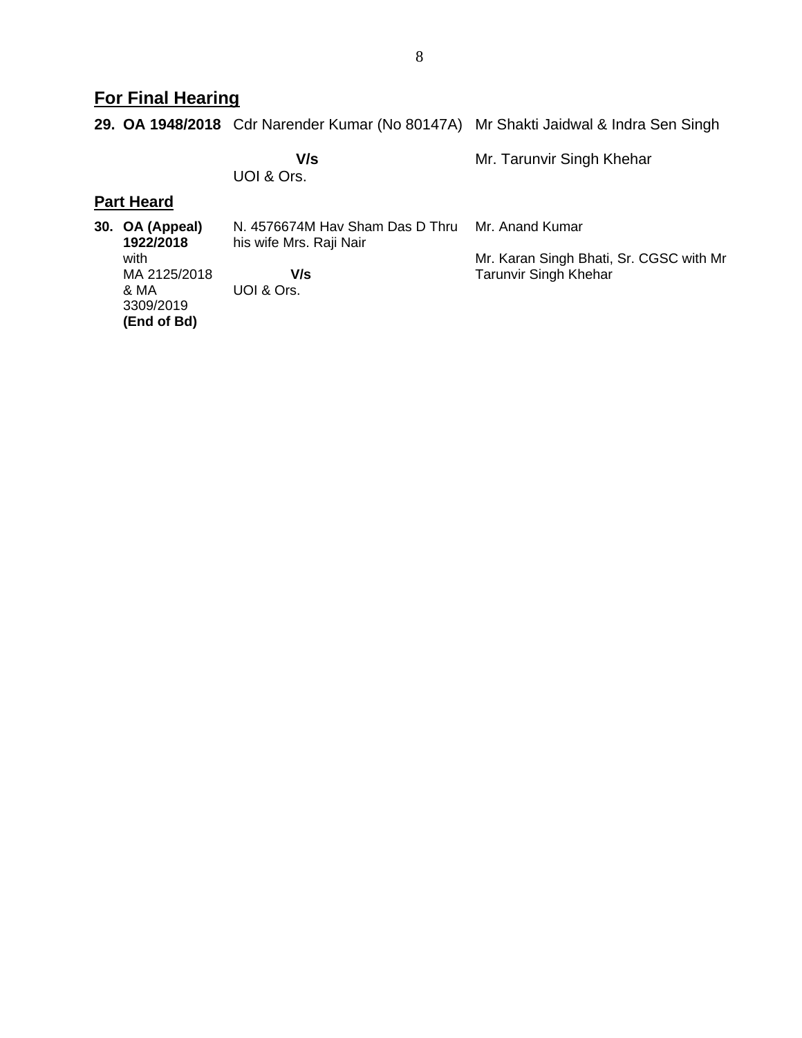## For Final Hearing

| | | |
|---|---|---|
| **29. OA 1948/2018** | Cdr Narender Kumar (No 80147A)<br><br>**V/s**<br>UOI & Ors. | Mr Shakti Jaidwal & Indra Sen Singh<br><br>Mr. Tarunvir Singh Khehar |

## Part Heard

| | | |
|---|---|---|
| **30. OA (Appeal) 1922/2018** with MA 2125/2018 & MA 3309/2019 **(End of Bd)** | N. 4576674M Hav Sham Das D Thru his wife Mrs. Raji Nair<br><br>**V/s**<br>UOI & Ors. | Mr. Anand Kumar<br><br>Mr. Karan Singh Bhati, Sr. CGSC with Mr Tarunvir Singh Khehar |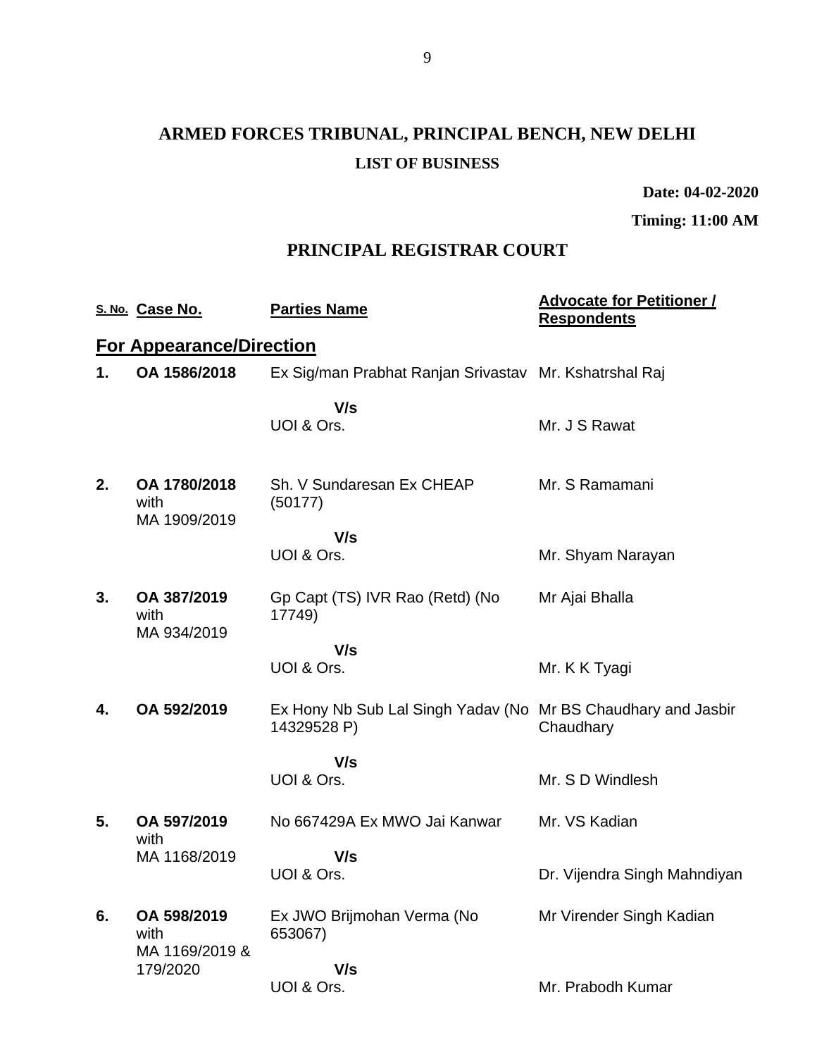# ARMED FORCES TRIBUNAL, PRINCIPAL BENCH, NEW DELHI

**LIST OF BUSINESS**

**Date: 04-02-2020**

**Timing: 11:00 AM**

## PRINCIPAL REGISTRAR COURT

| S. No. | Case No. | Parties Name | Advocate for Petitioner / Respondents |
|---|---|---|---|
| **For Appearance/Direction** | | | |
| **1.** | **OA 1586/2018** | Ex Sig/man Prabhat Ranjan Srivastav | Mr. Kshatrshal Raj |
| | | **V/s** | |
| | | UOI & Ors. | Mr. J S Rawat |
| **2.** | **OA 1780/2018** with MA 1909/2019 | Sh. V Sundaresan Ex CHEAP (50177) | Mr. S Ramamani |
| | | **V/s** | |
| | | UOI & Ors. | Mr. Shyam Narayan |
| **3.** | **OA 387/2019** with MA 934/2019 | Gp Capt (TS) IVR Rao (Retd) (No 17749) | Mr Ajai Bhalla |
| | | **V/s** | |
| | | UOI & Ors. | Mr. K K Tyagi |
| **4.** | **OA 592/2019** | Ex Hony Nb Sub Lal Singh Yadav (No 14329528 P) | Mr BS Chaudhary and Jasbir Chaudhary |
| | | **V/s** | |
| | | UOI & Ors. | Mr. S D Windlesh |
| **5.** | **OA 597/2019** with MA 1168/2019 | No 667429A Ex MWO Jai Kanwar | Mr. VS Kadian |
| | | **V/s** | |
| | | UOI & Ors. | Dr. Vijendra Singh Mahndiyan |
| **6.** | **OA 598/2019** with MA 1169/2019 & 179/2020 | Ex JWO Brijmohan Verma (No 653067) | Mr Virender Singh Kadian |
| | | **V/s** | |
| | | UOI & Ors. | Mr. Prabodh Kumar |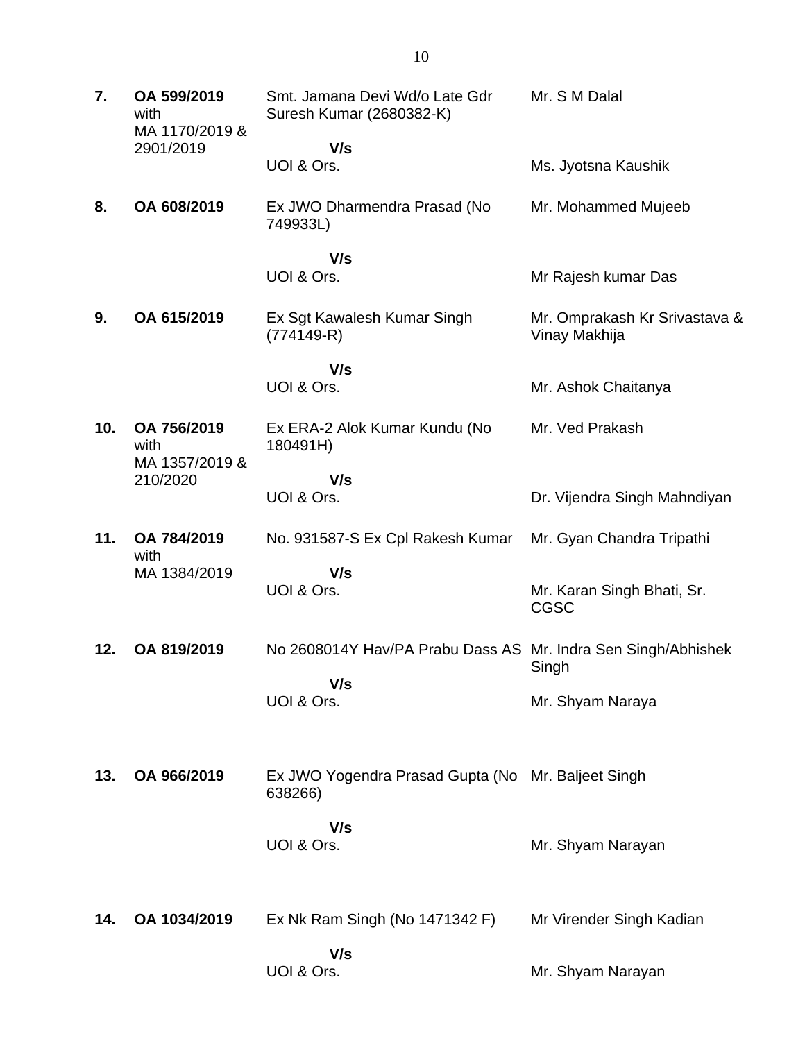| | | | |
|---|---|---|---|
| **7.** | **OA 599/2019** with MA 1170/2019 & 2901/2019 | Smt. Jamana Devi Wd/o Late Gdr Suresh Kumar (2680382-K)<br>**V/s**<br>UOI & Ors. | Mr. S M Dalal<br><br>Ms. Jyotsna Kaushik |
| **8.** | **OA 608/2019** | Ex JWO Dharmendra Prasad (No 749933L)<br>**V/s**<br>UOI & Ors. | Mr. Mohammed Mujeeb<br><br>Mr Rajesh kumar Das |
| **9.** | **OA 615/2019** | Ex Sgt Kawalesh Kumar Singh (774149-R)<br>**V/s**<br>UOI & Ors. | Mr. Omprakash Kr Srivastava & Vinay Makhija<br><br>Mr. Ashok Chaitanya |
| **10.** | **OA 756/2019** with MA 1357/2019 & 210/2020 | Ex ERA-2 Alok Kumar Kundu (No 180491H)<br>**V/s**<br>UOI & Ors. | Mr. Ved Prakash<br><br>Dr. Vijendra Singh Mahndiyan |
| **11.** | **OA 784/2019** with MA 1384/2019 | No. 931587-S Ex Cpl Rakesh Kumar<br>**V/s**<br>UOI & Ors. | Mr. Gyan Chandra Tripathi<br><br>Mr. Karan Singh Bhati, Sr. CGSC |
| **12.** | **OA 819/2019** | No 2608014Y Hav/PA Prabu Dass AS<br>**V/s**<br>UOI & Ors. | Mr. Indra Sen Singh/Abhishek Singh<br><br>Mr. Shyam Naraya |
| **13.** | **OA 966/2019** | Ex JWO Yogendra Prasad Gupta (No 638266)<br>**V/s**<br>UOI & Ors. | Mr. Baljeet Singh<br><br>Mr. Shyam Narayan |
| **14.** | **OA 1034/2019** | Ex Nk Ram Singh (No 1471342 F)<br>**V/s**<br>UOI & Ors. | Mr Virender Singh Kadian<br><br>Mr. Shyam Narayan |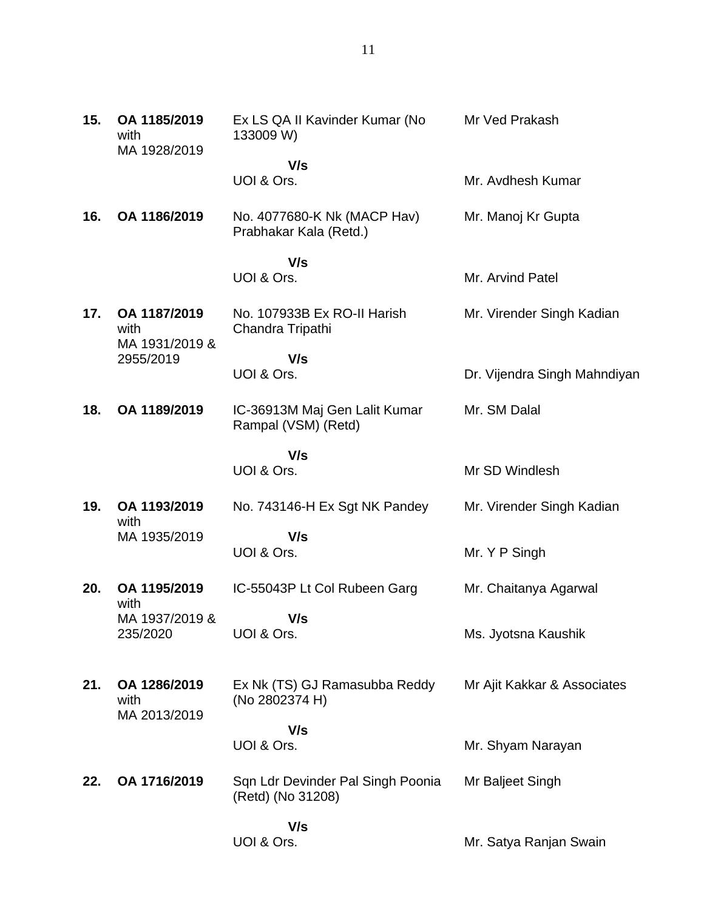| | | | |
|---|---|---|---|
| **15.** | **OA 1185/2019** with MA 1928/2019 | Ex LS QA II Kavinder Kumar (No 133009 W)<br>**V/s**<br>UOI & Ors. | Mr Ved Prakash<br><br>Mr. Avdhesh Kumar |
| **16.** | **OA 1186/2019** | No. 4077680-K Nk (MACP Hav) Prabhakar Kala (Retd.)<br>**V/s**<br>UOI & Ors. | Mr. Manoj Kr Gupta<br><br>Mr. Arvind Patel |
| **17.** | **OA 1187/2019** with MA 1931/2019 & 2955/2019 | No. 107933B Ex RO-II Harish Chandra Tripathi<br>**V/s**<br>UOI & Ors. | Mr. Virender Singh Kadian<br><br>Dr. Vijendra Singh Mahndiyan |
| **18.** | **OA 1189/2019** | IC-36913M Maj Gen Lalit Kumar Rampal (VSM) (Retd)<br>**V/s**<br>UOI & Ors. | Mr. SM Dalal<br><br>Mr SD Windlesh |
| **19.** | **OA 1193/2019** with MA 1935/2019 | No. 743146-H Ex Sgt NK Pandey<br>**V/s**<br>UOI & Ors. | Mr. Virender Singh Kadian<br><br>Mr. Y P Singh |
| **20.** | **OA 1195/2019** with MA 1937/2019 & 235/2020 | IC-55043P Lt Col Rubeen Garg<br>**V/s**<br>UOI & Ors. | Mr. Chaitanya Agarwal<br><br>Ms. Jyotsna Kaushik |
| **21.** | **OA 1286/2019** with MA 2013/2019 | Ex Nk (TS) GJ Ramasubba Reddy (No 2802374 H)<br>**V/s**<br>UOI & Ors. | Mr Ajit Kakkar & Associates<br><br>Mr. Shyam Narayan |
| **22.** | **OA 1716/2019** | Sqn Ldr Devinder Pal Singh Poonia (Retd) (No 31208)<br>**V/s**<br>UOI & Ors. | Mr Baljeet Singh<br><br>Mr. Satya Ranjan Swain |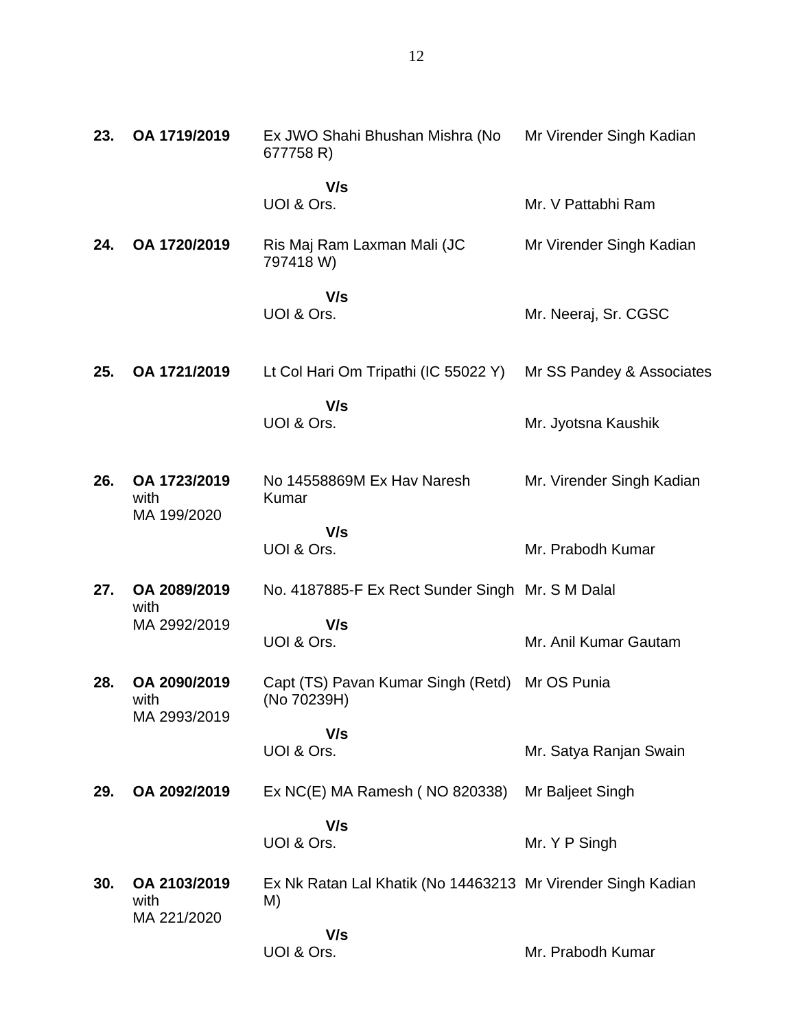| | | | |
|---|---|---|---|
| **23.** | **OA 1719/2019** | Ex JWO Shahi Bhushan Mishra (No 677758 R) | Mr Virender Singh Kadian |
| | | **V/s** | |
| | | UOI & Ors. | Mr. V Pattabhi Ram |
| **24.** | **OA 1720/2019** | Ris Maj Ram Laxman Mali (JC 797418 W) | Mr Virender Singh Kadian |
| | | **V/s** | |
| | | UOI & Ors. | Mr. Neeraj, Sr. CGSC |
| **25.** | **OA 1721/2019** | Lt Col Hari Om Tripathi (IC 55022 Y) | Mr SS Pandey & Associates |
| | | **V/s** | |
| | | UOI & Ors. | Mr. Jyotsna Kaushik |
| **26.** | **OA 1723/2019** with MA 199/2020 | No 14558869M Ex Hav Naresh Kumar | Mr. Virender Singh Kadian |
| | | **V/s** | |
| | | UOI & Ors. | Mr. Prabodh Kumar |
| **27.** | **OA 2089/2019** with MA 2992/2019 | No. 4187885-F Ex Rect Sunder Singh | Mr. S M Dalal |
| | | **V/s** | |
| | | UOI & Ors. | Mr. Anil Kumar Gautam |
| **28.** | **OA 2090/2019** with MA 2993/2019 | Capt (TS) Pavan Kumar Singh (Retd) (No 70239H) | Mr OS Punia |
| | | **V/s** | |
| | | UOI & Ors. | Mr. Satya Ranjan Swain |
| **29.** | **OA 2092/2019** | Ex NC(E) MA Ramesh ( NO 820338) | Mr Baljeet Singh |
| | | **V/s** | |
| | | UOI & Ors. | Mr. Y P Singh |
| **30.** | **OA 2103/2019** with MA 221/2020 | Ex Nk Ratan Lal Khatik (No 14463213 M) | Mr Virender Singh Kadian |
| | | **V/s** | |
| | | UOI & Ors. | Mr. Prabodh Kumar |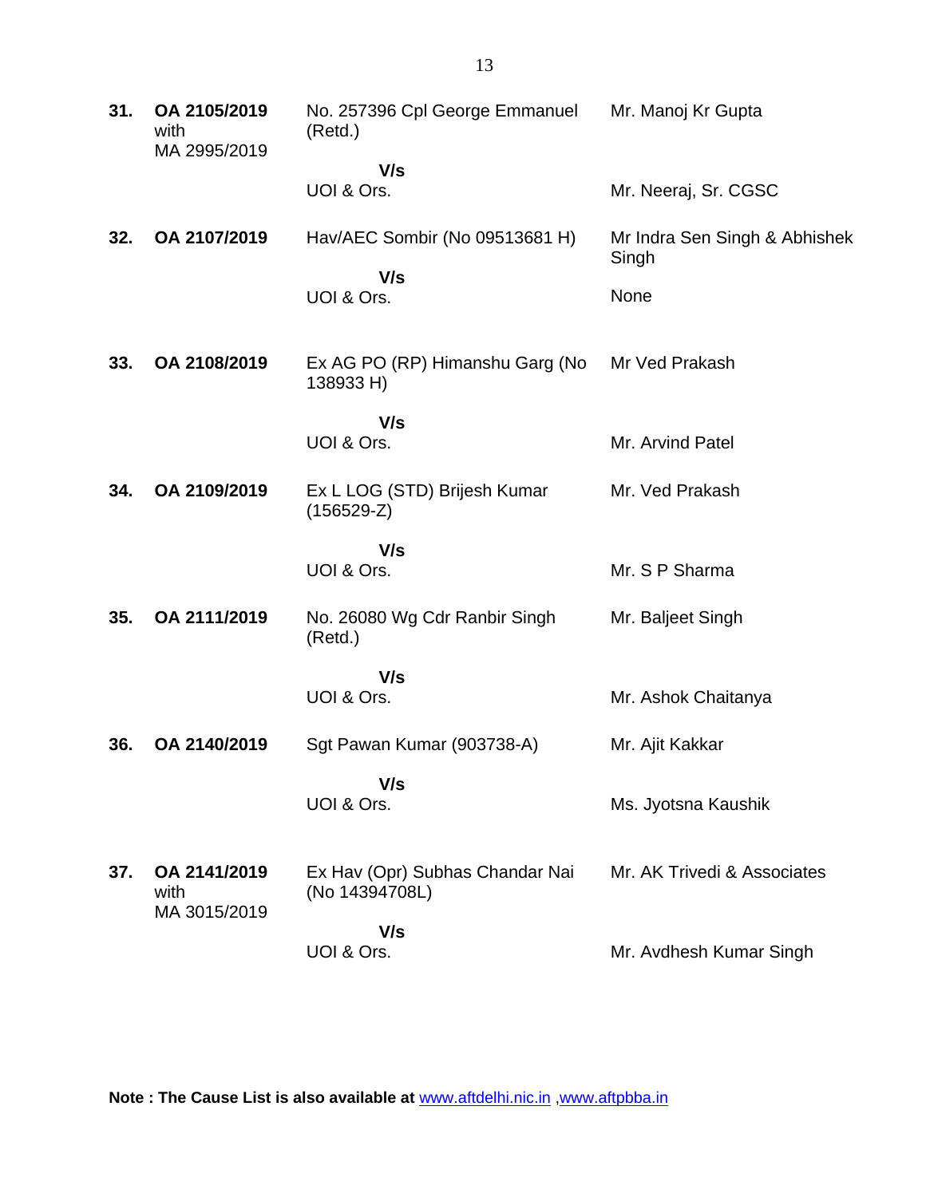| | | | |
|---|---|---|---|
| **31.** | **OA 2105/2019** with MA 2995/2019 | No. 257396 Cpl George Emmanuel (Retd.)<br>**V/s**<br>UOI & Ors. | Mr. Manoj Kr Gupta<br><br>Mr. Neeraj, Sr. CGSC |
| **32.** | **OA 2107/2019** | Hav/AEC Sombir (No 09513681 H)<br>**V/s**<br>UOI & Ors. | Mr Indra Sen Singh & Abhishek Singh<br><br>None |
| **33.** | **OA 2108/2019** | Ex AG PO (RP) Himanshu Garg (No 138933 H)<br>**V/s**<br>UOI & Ors. | Mr Ved Prakash<br><br>Mr. Arvind Patel |
| **34.** | **OA 2109/2019** | Ex L LOG (STD) Brijesh Kumar (156529-Z)<br>**V/s**<br>UOI & Ors. | Mr. Ved Prakash<br><br>Mr. S P Sharma |
| **35.** | **OA 2111/2019** | No. 26080 Wg Cdr Ranbir Singh (Retd.)<br>**V/s**<br>UOI & Ors. | Mr. Baljeet Singh<br><br>Mr. Ashok Chaitanya |
| **36.** | **OA 2140/2019** | Sgt Pawan Kumar (903738-A)<br>**V/s**<br>UOI & Ors. | Mr. Ajit Kakkar<br><br>Ms. Jyotsna Kaushik |
| **37.** | **OA 2141/2019** with MA 3015/2019 | Ex Hav (Opr) Subhas Chandar Nai (No 14394708L)<br>**V/s**<br>UOI & Ors. | Mr. AK Trivedi & Associates<br><br>Mr. Avdhesh Kumar Singh |

**Note : The Cause List is also available at** www.aftdelhi.nic.in ,www.aftpbba.in